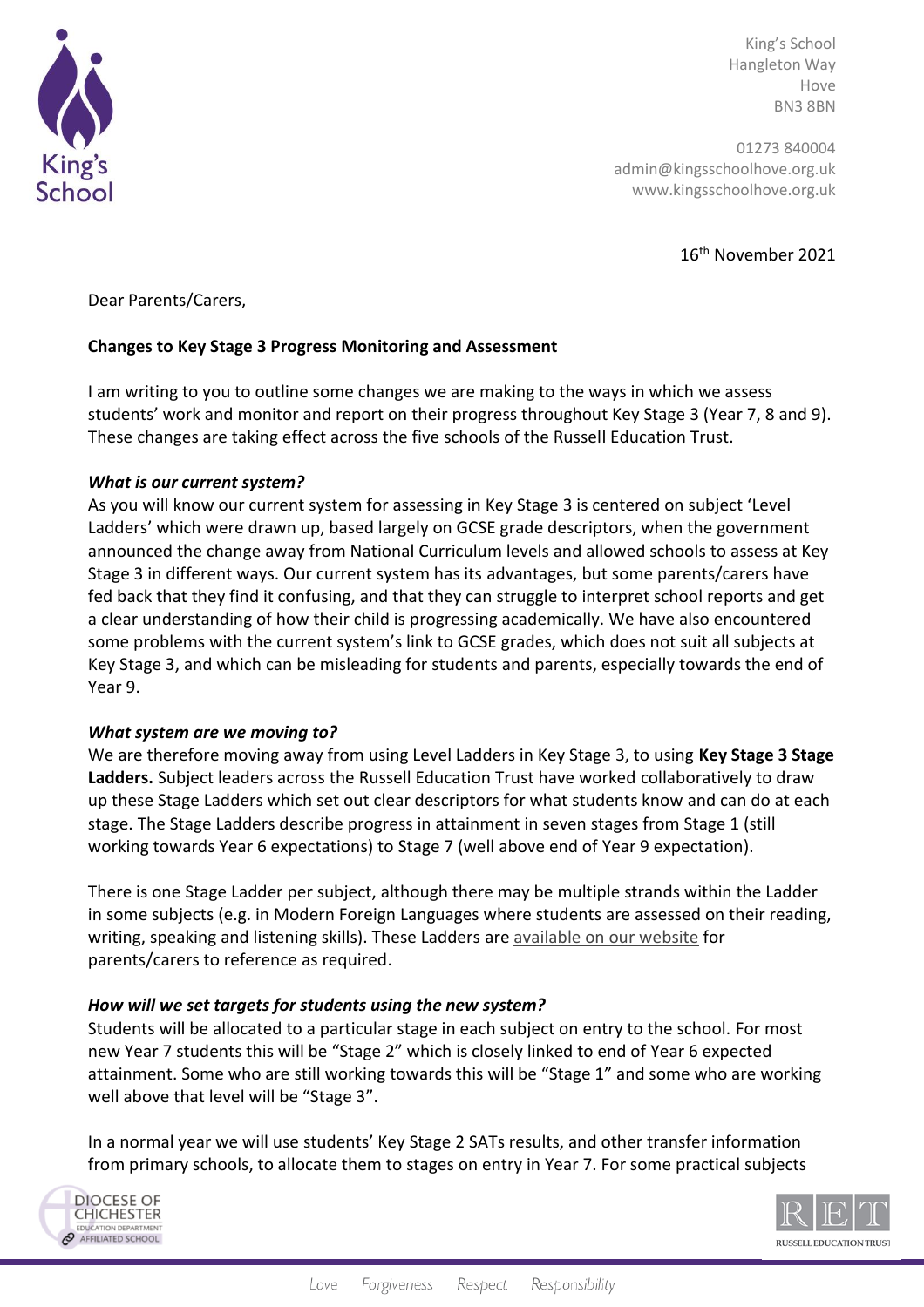King's School
Hangleton Way
Hove
BN3 8BN

01273 840004
admin@kingsschoolhove.org.uk
www.kingsschoolhove.org.uk

16th November 2021

Dear Parents/Carers,

**Changes to Key Stage 3 Progress Monitoring and Assessment**

I am writing to you to outline some changes we are making to the ways in which we assess students' work and monitor and report on their progress throughout Key Stage 3 (Year 7, 8 and 9). These changes are taking effect across the five schools of the Russell Education Trust.

***What is our current system?***

As you will know our current system for assessing in Key Stage 3 is centered on subject 'Level Ladders' which were drawn up, based largely on GCSE grade descriptors, when the government announced the change away from National Curriculum levels and allowed schools to assess at Key Stage 3 in different ways. Our current system has its advantages, but some parents/carers have fed back that they find it confusing, and that they can struggle to interpret school reports and get a clear understanding of how their child is progressing academically. We have also encountered some problems with the current system's link to GCSE grades, which does not suit all subjects at Key Stage 3, and which can be misleading for students and parents, especially towards the end of Year 9.

***What system are we moving to?***

We are therefore moving away from using Level Ladders in Key Stage 3, to using **Key Stage 3 Stage Ladders.** Subject leaders across the Russell Education Trust have worked collaboratively to draw up these Stage Ladders which set out clear descriptors for what students know and can do at each stage. The Stage Ladders describe progress in attainment in seven stages from Stage 1 (still working towards Year 6 expectations) to Stage 7 (well above end of Year 9 expectation).

There is one Stage Ladder per subject, although there may be multiple strands within the Ladder in some subjects (e.g. in Modern Foreign Languages where students are assessed on their reading, writing, speaking and listening skills). These Ladders are available on our website for parents/carers to reference as required.

***How will we set targets for students using the new system?***

Students will be allocated to a particular stage in each subject on entry to the school. For most new Year 7 students this will be "Stage 2" which is closely linked to end of Year 6 expected attainment. Some who are still working towards this will be "Stage 1" and some who are working well above that level will be "Stage 3".

In a normal year we will use students' Key Stage 2 SATs results, and other transfer information from primary schools, to allocate them to stages on entry in Year 7. For some practical subjects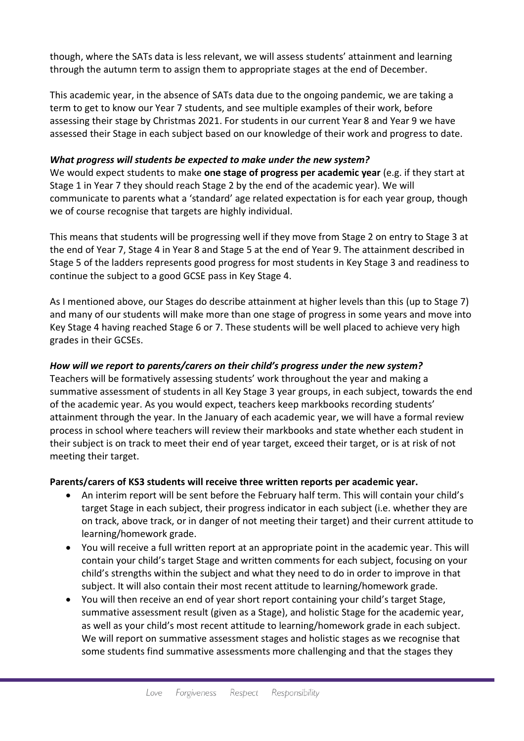though, where the SATs data is less relevant, we will assess students' attainment and learning through the autumn term to assign them to appropriate stages at the end of December.

This academic year, in the absence of SATs data due to the ongoing pandemic, we are taking a term to get to know our Year 7 students, and see multiple examples of their work, before assessing their stage by Christmas 2021. For students in our current Year 8 and Year 9 we have assessed their Stage in each subject based on our knowledge of their work and progress to date.

***What progress will students be expected to make under the new system?***

We would expect students to make **one stage of progress per academic year** (e.g. if they start at Stage 1 in Year 7 they should reach Stage 2 by the end of the academic year). We will communicate to parents what a 'standard' age related expectation is for each year group, though we of course recognise that targets are highly individual.

This means that students will be progressing well if they move from Stage 2 on entry to Stage 3 at the end of Year 7, Stage 4 in Year 8 and Stage 5 at the end of Year 9. The attainment described in Stage 5 of the ladders represents good progress for most students in Key Stage 3 and readiness to continue the subject to a good GCSE pass in Key Stage 4.

As I mentioned above, our Stages do describe attainment at higher levels than this (up to Stage 7) and many of our students will make more than one stage of progress in some years and move into Key Stage 4 having reached Stage 6 or 7. These students will be well placed to achieve very high grades in their GCSEs.

***How will we report to parents/carers on their child's progress under the new system?***

Teachers will be formatively assessing students' work throughout the year and making a summative assessment of students in all Key Stage 3 year groups, in each subject, towards the end of the academic year. As you would expect, teachers keep markbooks recording students' attainment through the year. In the January of each academic year, we will have a formal review process in school where teachers will review their markbooks and state whether each student in their subject is on track to meet their end of year target, exceed their target, or is at risk of not meeting their target.

**Parents/carers of KS3 students will receive three written reports per academic year.**

- An interim report will be sent before the February half term. This will contain your child's target Stage in each subject, their progress indicator in each subject (i.e. whether they are on track, above track, or in danger of not meeting their target) and their current attitude to learning/homework grade.
- You will receive a full written report at an appropriate point in the academic year. This will contain your child's target Stage and written comments for each subject, focusing on your child's strengths within the subject and what they need to do in order to improve in that subject. It will also contain their most recent attitude to learning/homework grade.
- You will then receive an end of year short report containing your child's target Stage, summative assessment result (given as a Stage), and holistic Stage for the academic year, as well as your child's most recent attitude to learning/homework grade in each subject. We will report on summative assessment stages and holistic stages as we recognise that some students find summative assessments more challenging and that the stages they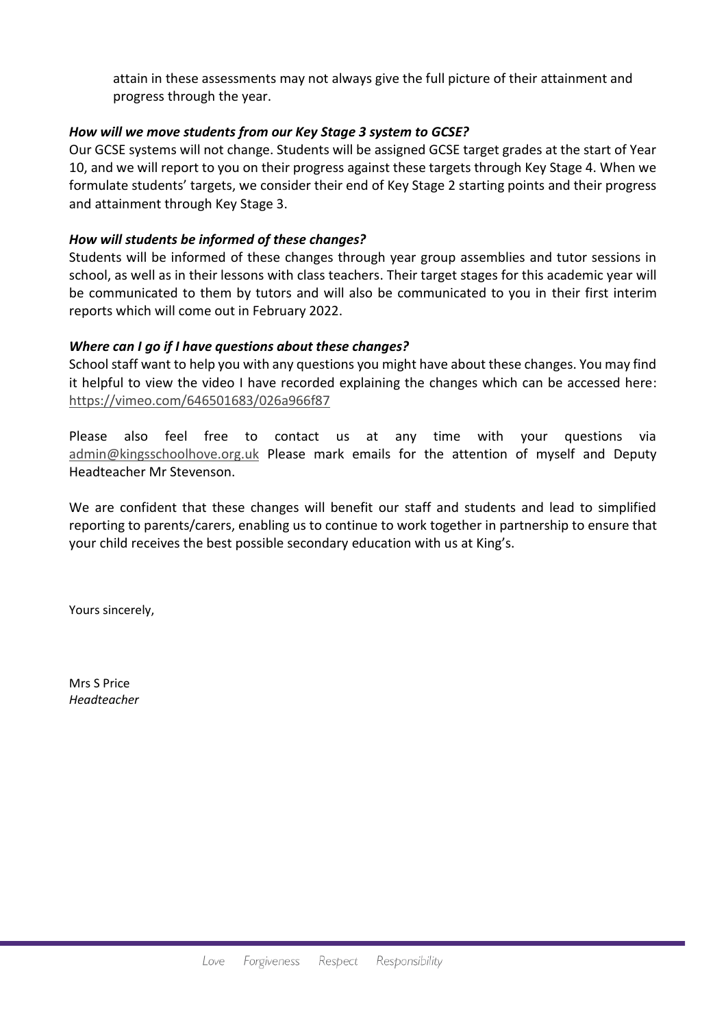attain in these assessments may not always give the full picture of their attainment and progress through the year.

***How will we move students from our Key Stage 3 system to GCSE?***

Our GCSE systems will not change. Students will be assigned GCSE target grades at the start of Year 10, and we will report to you on their progress against these targets through Key Stage 4. When we formulate students' targets, we consider their end of Key Stage 2 starting points and their progress and attainment through Key Stage 3.

***How will students be informed of these changes?***

Students will be informed of these changes through year group assemblies and tutor sessions in school, as well as in their lessons with class teachers. Their target stages for this academic year will be communicated to them by tutors and will also be communicated to you in their first interim reports which will come out in February 2022.

***Where can I go if I have questions about these changes?***

School staff want to help you with any questions you might have about these changes. You may find it helpful to view the video I have recorded explaining the changes which can be accessed here: https://vimeo.com/646501683/026a966f87

Please also feel free to contact us at any time with your questions via admin@kingsschoolhove.org.uk Please mark emails for the attention of myself and Deputy Headteacher Mr Stevenson.

We are confident that these changes will benefit our staff and students and lead to simplified reporting to parents/carers, enabling us to continue to work together in partnership to ensure that your child receives the best possible secondary education with us at King's.

Yours sincerely,

Mrs S Price
*Headteacher*

*Love Forgiveness Respect Responsibility*